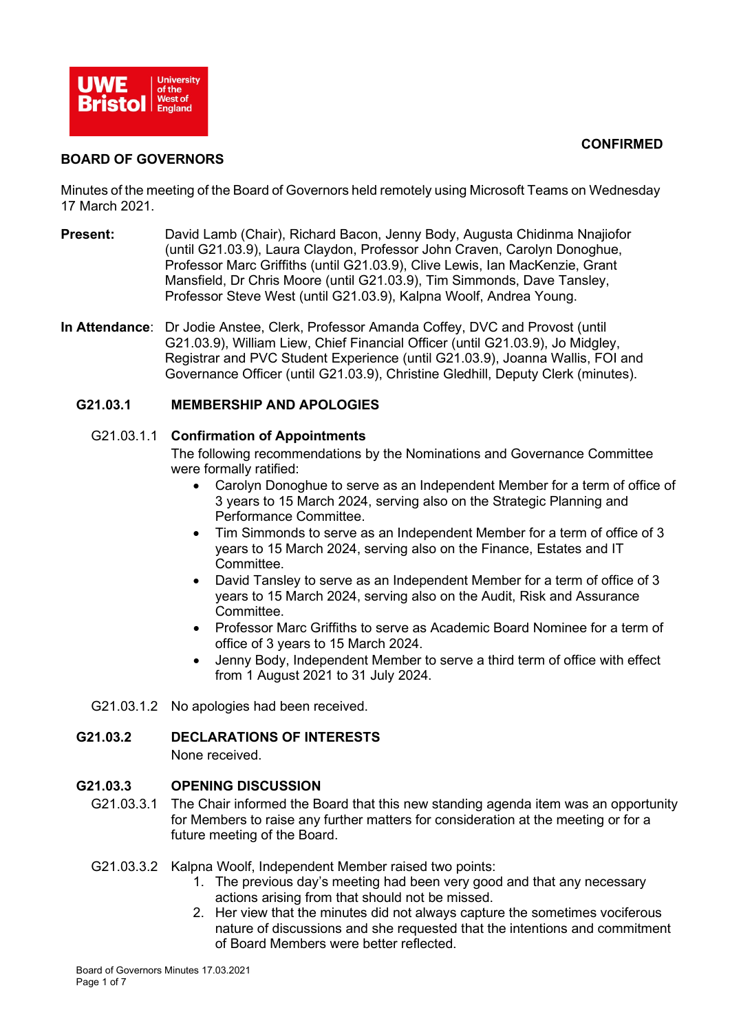**CONFIRMED**

# BOARD OF GOVERNORS

Minutes of the meeting of the Board of Governors held remotely using Microsoft Teams on Wednesday 17 March 2021.

**Present:** David Lamb (Chair), Richard Bacon, Jenny Body, Augusta Chidinma Nnajiofor (until G21.03.9), Laura Claydon, Professor John Craven, Carolyn Donoghue, Professor Marc Griffiths (until G21.03.9), Clive Lewis, Ian MacKenzie, Grant Mansfield, Dr Chris Moore (until G21.03.9), Tim Simmonds, Dave Tansley, Professor Steve West (until G21.03.9), Kalpna Woolf, Andrea Young.

**In Attendance**: Dr Jodie Anstee, Clerk, Professor Amanda Coffey, DVC and Provost (until G21.03.9), William Liew, Chief Financial Officer (until G21.03.9), Jo Midgley, Registrar and PVC Student Experience (until G21.03.9), Joanna Wallis, FOI and Governance Officer (until G21.03.9), Christine Gledhill, Deputy Clerk (minutes).

## G21.03.1 MEMBERSHIP AND APOLOGIES

G21.03.1.1 **Confirmation of Appointments**

The following recommendations by the Nominations and Governance Committee were formally ratified:

- Carolyn Donoghue to serve as an Independent Member for a term of office of 3 years to 15 March 2024, serving also on the Strategic Planning and Performance Committee.
- Tim Simmonds to serve as an Independent Member for a term of office of 3 years to 15 March 2024, serving also on the Finance, Estates and IT Committee.
- David Tansley to serve as an Independent Member for a term of office of 3 years to 15 March 2024, serving also on the Audit, Risk and Assurance Committee.
- Professor Marc Griffiths to serve as Academic Board Nominee for a term of office of 3 years to 15 March 2024.
- Jenny Body, Independent Member to serve a third term of office with effect from 1 August 2021 to 31 July 2024.

G21.03.1.2 No apologies had been received.

## G21.03.2 DECLARATIONS OF INTERESTS

None received.

## G21.03.3 OPENING DISCUSSION

G21.03.3.1 The Chair informed the Board that this new standing agenda item was an opportunity for Members to raise any further matters for consideration at the meeting or for a future meeting of the Board.

G21.03.3.2 Kalpna Woolf, Independent Member raised two points:

1. The previous day's meeting had been very good and that any necessary actions arising from that should not be missed.
2. Her view that the minutes did not always capture the sometimes vociferous nature of discussions and she requested that the intentions and commitment of Board Members were better reflected.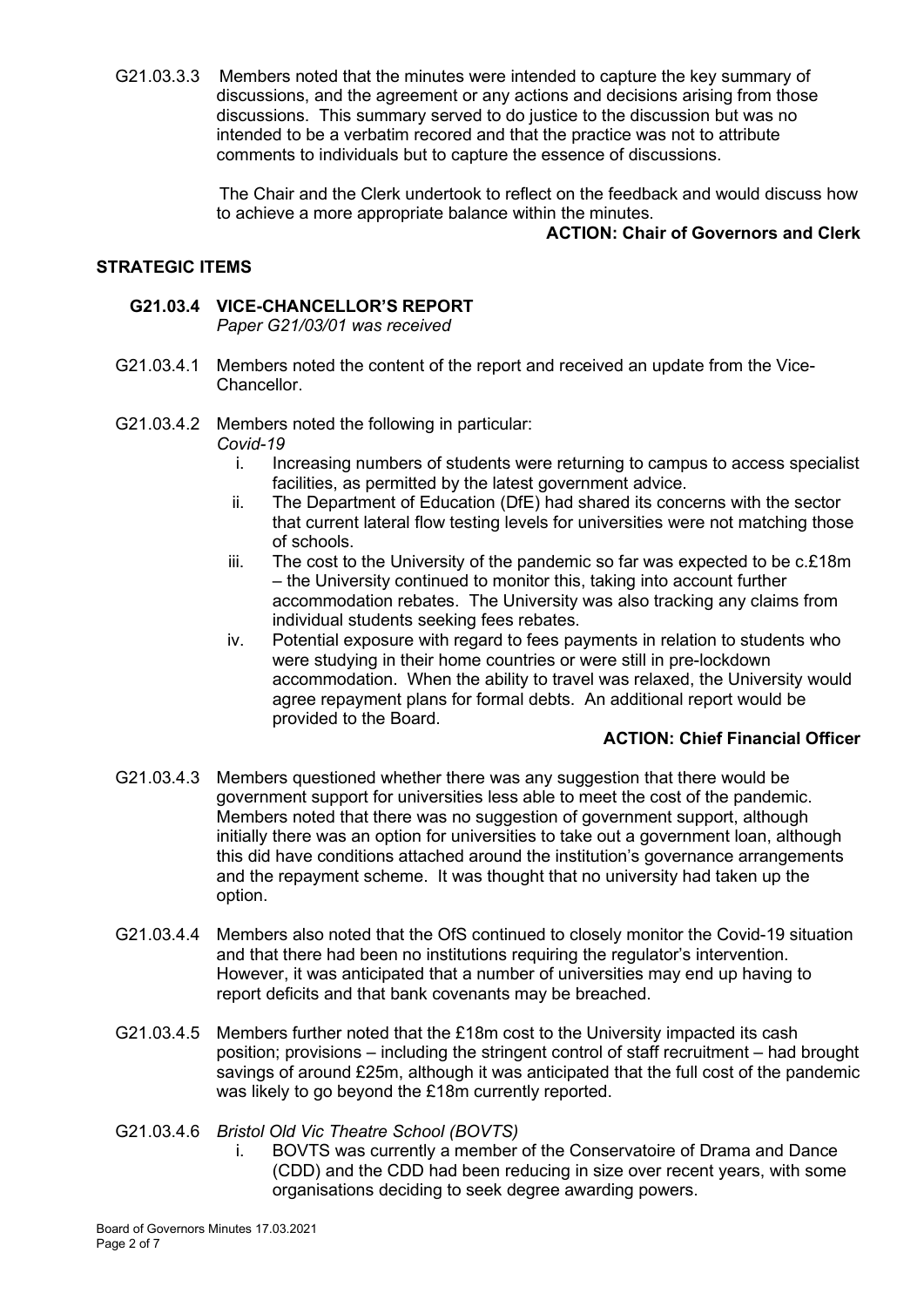G21.03.3.3 Members noted that the minutes were intended to capture the key summary of discussions, and the agreement or any actions and decisions arising from those discussions. This summary served to do justice to the discussion but was no intended to be a verbatim recored and that the practice was not to attribute comments to individuals but to capture the essence of discussions.

The Chair and the Clerk undertook to reflect on the feedback and would discuss how to achieve a more appropriate balance within the minutes.

**ACTION: Chair of Governors and Clerk**

## STRATEGIC ITEMS

### G21.03.4 VICE-CHANCELLOR'S REPORT

*Paper G21/03/01 was received*

G21.03.4.1 Members noted the content of the report and received an update from the Vice-Chancellor.

G21.03.4.2 Members noted the following in particular:

*Covid-19*

i. Increasing numbers of students were returning to campus to access specialist facilities, as permitted by the latest government advice.

ii. The Department of Education (DfE) had shared its concerns with the sector that current lateral flow testing levels for universities were not matching those of schools.

iii. The cost to the University of the pandemic so far was expected to be c.£18m – the University continued to monitor this, taking into account further accommodation rebates. The University was also tracking any claims from individual students seeking fees rebates.

iv. Potential exposure with regard to fees payments in relation to students who were studying in their home countries or were still in pre-lockdown accommodation. When the ability to travel was relaxed, the University would agree repayment plans for formal debts. An additional report would be provided to the Board.

**ACTION: Chief Financial Officer**

G21.03.4.3 Members questioned whether there was any suggestion that there would be government support for universities less able to meet the cost of the pandemic. Members noted that there was no suggestion of government support, although initially there was an option for universities to take out a government loan, although this did have conditions attached around the institution's governance arrangements and the repayment scheme. It was thought that no university had taken up the option.

G21.03.4.4 Members also noted that the OfS continued to closely monitor the Covid-19 situation and that there had been no institutions requiring the regulator's intervention. However, it was anticipated that a number of universities may end up having to report deficits and that bank covenants may be breached.

G21.03.4.5 Members further noted that the £18m cost to the University impacted its cash position; provisions – including the stringent control of staff recruitment – had brought savings of around £25m, although it was anticipated that the full cost of the pandemic was likely to go beyond the £18m currently reported.

G21.03.4.6 *Bristol Old Vic Theatre School (BOVTS)*

i. BOVTS was currently a member of the Conservatoire of Drama and Dance (CDD) and the CDD had been reducing in size over recent years, with some organisations deciding to seek degree awarding powers.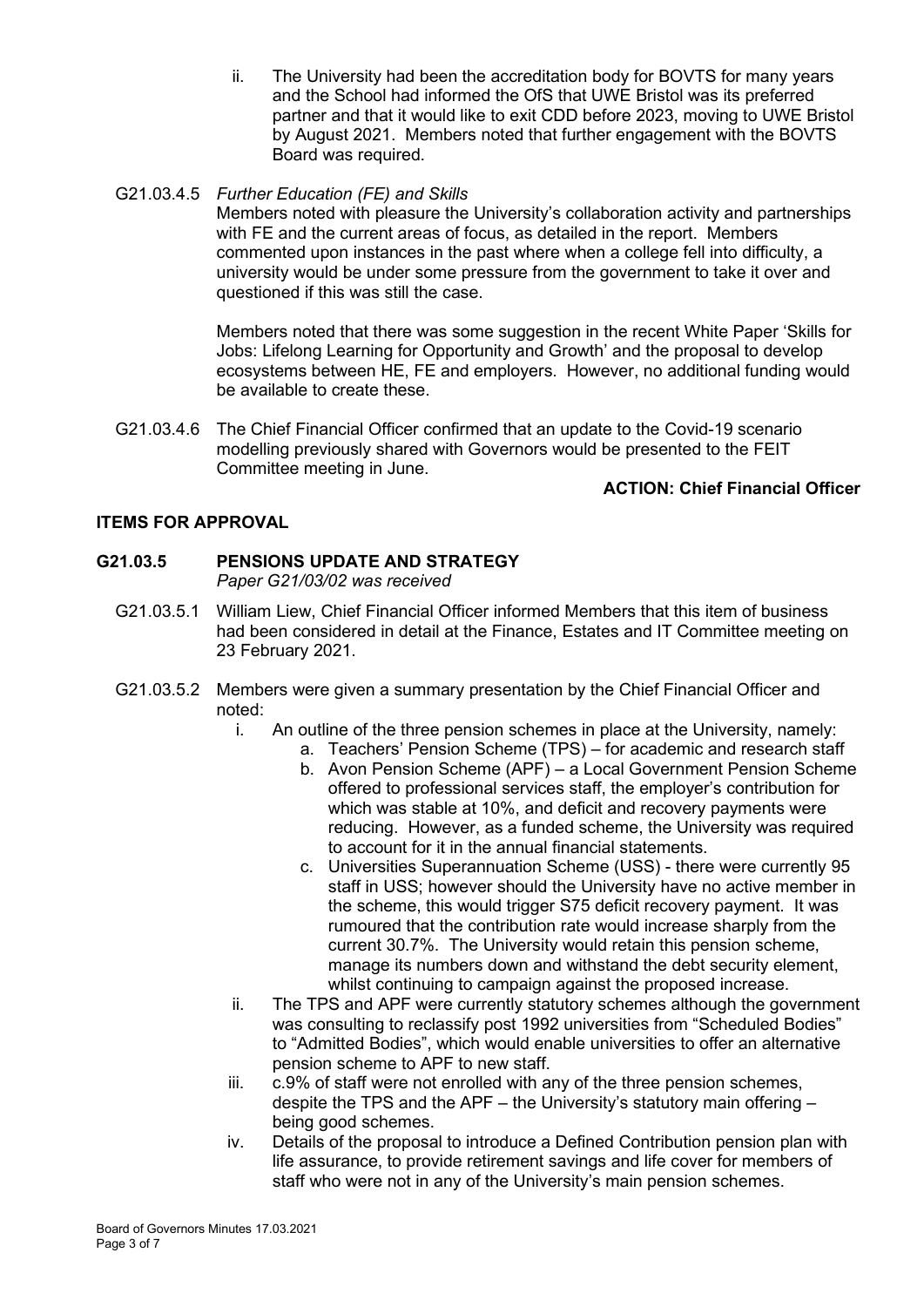ii. The University had been the accreditation body for BOVTS for many years and the School had informed the OfS that UWE Bristol was its preferred partner and that it would like to exit CDD before 2023, moving to UWE Bristol by August 2021. Members noted that further engagement with the BOVTS Board was required.

G21.03.4.5 *Further Education (FE) and Skills*

Members noted with pleasure the University's collaboration activity and partnerships with FE and the current areas of focus, as detailed in the report. Members commented upon instances in the past where when a college fell into difficulty, a university would be under some pressure from the government to take it over and questioned if this was still the case.

Members noted that there was some suggestion in the recent White Paper 'Skills for Jobs: Lifelong Learning for Opportunity and Growth' and the proposal to develop ecosystems between HE, FE and employers. However, no additional funding would be available to create these.

G21.03.4.6 The Chief Financial Officer confirmed that an update to the Covid-19 scenario modelling previously shared with Governors would be presented to the FEIT Committee meeting in June.

**ACTION: Chief Financial Officer**

## ITEMS FOR APPROVAL

### G21.03.5 PENSIONS UPDATE AND STRATEGY

*Paper G21/03/02 was received*

G21.03.5.1 William Liew, Chief Financial Officer informed Members that this item of business had been considered in detail at the Finance, Estates and IT Committee meeting on 23 February 2021.

G21.03.5.2 Members were given a summary presentation by the Chief Financial Officer and noted:

i. An outline of the three pension schemes in place at the University, namely:
   a. Teachers' Pension Scheme (TPS) – for academic and research staff
   b. Avon Pension Scheme (APF) – a Local Government Pension Scheme offered to professional services staff, the employer's contribution for which was stable at 10%, and deficit and recovery payments were reducing. However, as a funded scheme, the University was required to account for it in the annual financial statements.
   c. Universities Superannuation Scheme (USS) - there were currently 95 staff in USS; however should the University have no active member in the scheme, this would trigger S75 deficit recovery payment. It was rumoured that the contribution rate would increase sharply from the current 30.7%. The University would retain this pension scheme, manage its numbers down and withstand the debt security element, whilst continuing to campaign against the proposed increase.

ii. The TPS and APF were currently statutory schemes although the government was consulting to reclassify post 1992 universities from "Scheduled Bodies" to "Admitted Bodies", which would enable universities to offer an alternative pension scheme to APF to new staff.

iii. c.9% of staff were not enrolled with any of the three pension schemes, despite the TPS and the APF – the University's statutory main offering – being good schemes.

iv. Details of the proposal to introduce a Defined Contribution pension plan with life assurance, to provide retirement savings and life cover for members of staff who were not in any of the University's main pension schemes.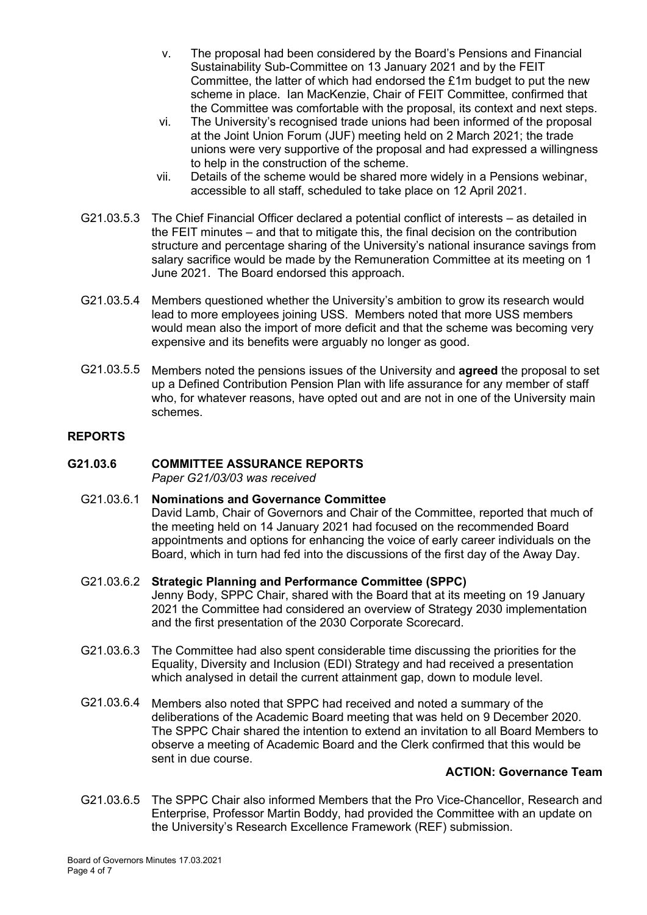v. The proposal had been considered by the Board's Pensions and Financial Sustainability Sub-Committee on 13 January 2021 and by the FEIT Committee, the latter of which had endorsed the £1m budget to put the new scheme in place. Ian MacKenzie, Chair of FEIT Committee, confirmed that the Committee was comfortable with the proposal, its context and next steps.

vi. The University's recognised trade unions had been informed of the proposal at the Joint Union Forum (JUF) meeting held on 2 March 2021; the trade unions were very supportive of the proposal and had expressed a willingness to help in the construction of the scheme.

vii. Details of the scheme would be shared more widely in a Pensions webinar, accessible to all staff, scheduled to take place on 12 April 2021.

G21.03.5.3 The Chief Financial Officer declared a potential conflict of interests – as detailed in the FEIT minutes – and that to mitigate this, the final decision on the contribution structure and percentage sharing of the University's national insurance savings from salary sacrifice would be made by the Remuneration Committee at its meeting on 1 June 2021. The Board endorsed this approach.

G21.03.5.4 Members questioned whether the University's ambition to grow its research would lead to more employees joining USS. Members noted that more USS members would mean also the import of more deficit and that the scheme was becoming very expensive and its benefits were arguably no longer as good.

G21.03.5.5 Members noted the pensions issues of the University and **agreed** the proposal to set up a Defined Contribution Pension Plan with life assurance for any member of staff who, for whatever reasons, have opted out and are not in one of the University main schemes.

## REPORTS

### G21.03.6 COMMITTEE ASSURANCE REPORTS

*Paper G21/03/03 was received*

G21.03.6.1 **Nominations and Governance Committee**
David Lamb, Chair of Governors and Chair of the Committee, reported that much of the meeting held on 14 January 2021 had focused on the recommended Board appointments and options for enhancing the voice of early career individuals on the Board, which in turn had fed into the discussions of the first day of the Away Day.

G21.03.6.2 **Strategic Planning and Performance Committee (SPPC)**
Jenny Body, SPPC Chair, shared with the Board that at its meeting on 19 January 2021 the Committee had considered an overview of Strategy 2030 implementation and the first presentation of the 2030 Corporate Scorecard.

G21.03.6.3 The Committee had also spent considerable time discussing the priorities for the Equality, Diversity and Inclusion (EDI) Strategy and had received a presentation which analysed in detail the current attainment gap, down to module level.

G21.03.6.4 Members also noted that SPPC had received and noted a summary of the deliberations of the Academic Board meeting that was held on 9 December 2020. The SPPC Chair shared the intention to extend an invitation to all Board Members to observe a meeting of Academic Board and the Clerk confirmed that this would be sent in due course.

**ACTION: Governance Team**

G21.03.6.5 The SPPC Chair also informed Members that the Pro Vice-Chancellor, Research and Enterprise, Professor Martin Boddy, had provided the Committee with an update on the University's Research Excellence Framework (REF) submission.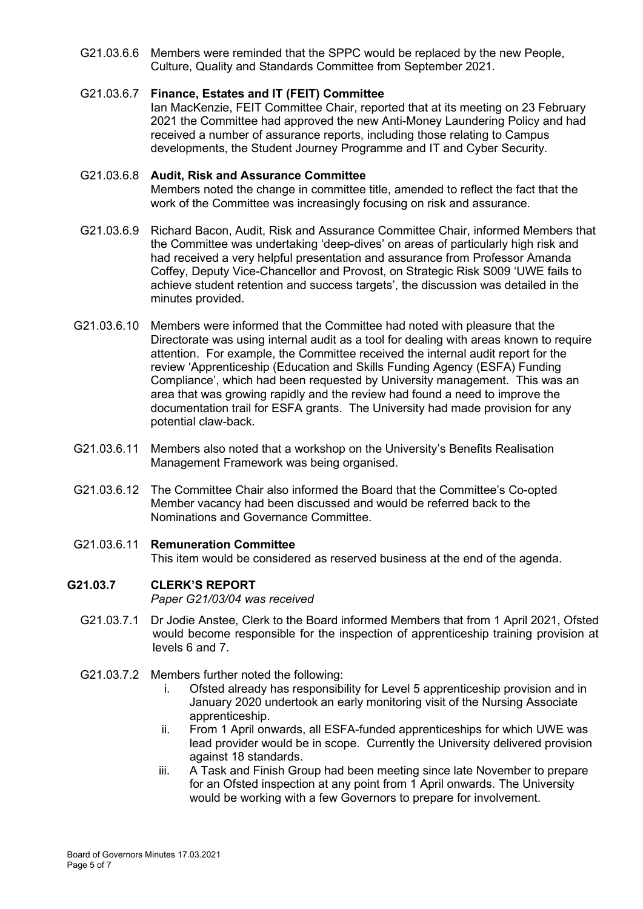G21.03.6.6 Members were reminded that the SPPC would be replaced by the new People, Culture, Quality and Standards Committee from September 2021.

G21.03.6.7 **Finance, Estates and IT (FEIT) Committee**
Ian MacKenzie, FEIT Committee Chair, reported that at its meeting on 23 February 2021 the Committee had approved the new Anti-Money Laundering Policy and had received a number of assurance reports, including those relating to Campus developments, the Student Journey Programme and IT and Cyber Security.

G21.03.6.8 **Audit, Risk and Assurance Committee**
Members noted the change in committee title, amended to reflect the fact that the work of the Committee was increasingly focusing on risk and assurance.

G21.03.6.9 Richard Bacon, Audit, Risk and Assurance Committee Chair, informed Members that the Committee was undertaking 'deep-dives' on areas of particularly high risk and had received a very helpful presentation and assurance from Professor Amanda Coffey, Deputy Vice-Chancellor and Provost, on Strategic Risk S009 'UWE fails to achieve student retention and success targets', the discussion was detailed in the minutes provided.

G21.03.6.10 Members were informed that the Committee had noted with pleasure that the Directorate was using internal audit as a tool for dealing with areas known to require attention. For example, the Committee received the internal audit report for the review 'Apprenticeship (Education and Skills Funding Agency (ESFA) Funding Compliance', which had been requested by University management. This was an area that was growing rapidly and the review had found a need to improve the documentation trail for ESFA grants. The University had made provision for any potential claw-back.

G21.03.6.11 Members also noted that a workshop on the University's Benefits Realisation Management Framework was being organised.

G21.03.6.12 The Committee Chair also informed the Board that the Committee's Co-opted Member vacancy had been discussed and would be referred back to the Nominations and Governance Committee.

G21.03.6.11 **Remuneration Committee**
This item would be considered as reserved business at the end of the agenda.

## G21.03.7 CLERK'S REPORT

*Paper G21/03/04 was received*

G21.03.7.1 Dr Jodie Anstee, Clerk to the Board informed Members that from 1 April 2021, Ofsted would become responsible for the inspection of apprenticeship training provision at levels 6 and 7.

G21.03.7.2 Members further noted the following:

i. Ofsted already has responsibility for Level 5 apprenticeship provision and in January 2020 undertook an early monitoring visit of the Nursing Associate apprenticeship.
ii. From 1 April onwards, all ESFA-funded apprenticeships for which UWE was lead provider would be in scope. Currently the University delivered provision against 18 standards.
iii. A Task and Finish Group had been meeting since late November to prepare for an Ofsted inspection at any point from 1 April onwards. The University would be working with a few Governors to prepare for involvement.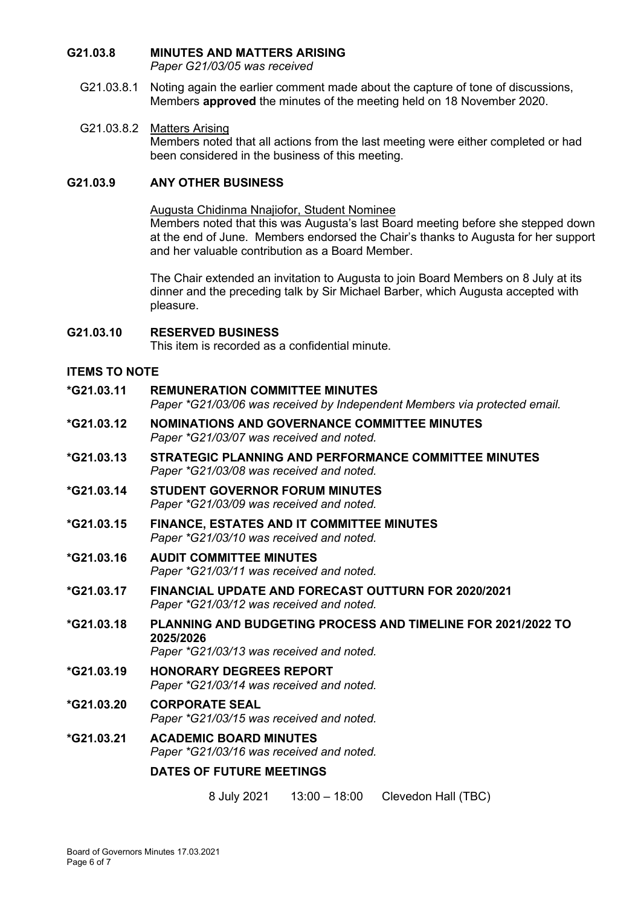### G21.03.8 MINUTES AND MATTERS ARISING

*Paper G21/03/05 was received*

G21.03.8.1 Noting again the earlier comment made about the capture of tone of discussions, Members **approved** the minutes of the meeting held on 18 November 2020.

G21.03.8.2 Matters Arising

Members noted that all actions from the last meeting were either completed or had been considered in the business of this meeting.

### G21.03.9 ANY OTHER BUSINESS

Augusta Chidinma Nnajiofor, Student Nominee

Members noted that this was Augusta's last Board meeting before she stepped down at the end of June. Members endorsed the Chair's thanks to Augusta for her support and her valuable contribution as a Board Member.

The Chair extended an invitation to Augusta to join Board Members on 8 July at its dinner and the preceding talk by Sir Michael Barber, which Augusta accepted with pleasure.

### G21.03.10 RESERVED BUSINESS

This item is recorded as a confidential minute.

## ITEMS TO NOTE

### *G21.03.11 REMUNERATION COMMITTEE MINUTES

*Paper *G21/03/06 was received by Independent Members via protected email.*

### *G21.03.12 NOMINATIONS AND GOVERNANCE COMMITTEE MINUTES

*Paper *G21/03/07 was received and noted.*

### *G21.03.13 STRATEGIC PLANNING AND PERFORMANCE COMMITTEE MINUTES

*Paper *G21/03/08 was received and noted.*

### *G21.03.14 STUDENT GOVERNOR FORUM MINUTES

*Paper *G21/03/09 was received and noted.*

### *G21.03.15 FINANCE, ESTATES AND IT COMMITTEE MINUTES

*Paper *G21/03/10 was received and noted.*

### *G21.03.16 AUDIT COMMITTEE MINUTES

*Paper *G21/03/11 was received and noted.*

### *G21.03.17 FINANCIAL UPDATE AND FORECAST OUTTURN FOR 2020/2021

*Paper *G21/03/12 was received and noted.*

### *G21.03.18 PLANNING AND BUDGETING PROCESS AND TIMELINE FOR 2021/2022 TO 2025/2026

*Paper *G21/03/13 was received and noted.*

### *G21.03.19 HONORARY DEGREES REPORT

*Paper *G21/03/14 was received and noted.*

### *G21.03.20 CORPORATE SEAL

*Paper *G21/03/15 was received and noted.*

### *G21.03.21 ACADEMIC BOARD MINUTES

*Paper *G21/03/16 was received and noted.*

### DATES OF FUTURE MEETINGS

8 July 2021 13:00 – 18:00 Clevedon Hall (TBC)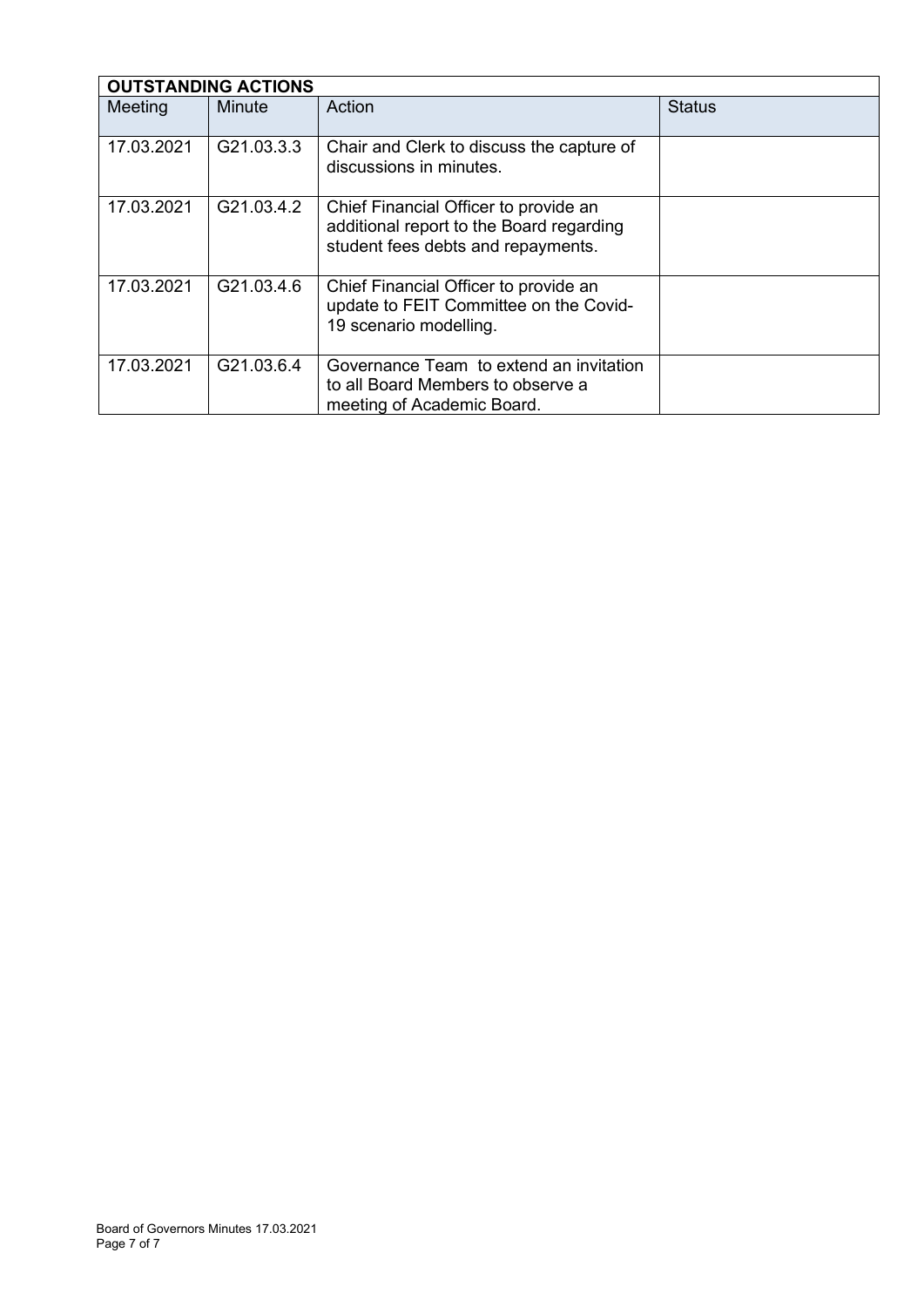| OUTSTANDING ACTIONS | | | |
|---|---|---|---|
| Meeting | Minute | Action | Status |
| 17.03.2021 | G21.03.3.3 | Chair and Clerk to discuss the capture of discussions in minutes. | |
| 17.03.2021 | G21.03.4.2 | Chief Financial Officer to provide an additional report to the Board regarding student fees debts and repayments. | |
| 17.03.2021 | G21.03.4.6 | Chief Financial Officer to provide an update to FEIT Committee on the Covid-19 scenario modelling. | |
| 17.03.2021 | G21.03.6.4 | Governance Team to extend an invitation to all Board Members to observe a meeting of Academic Board. | |